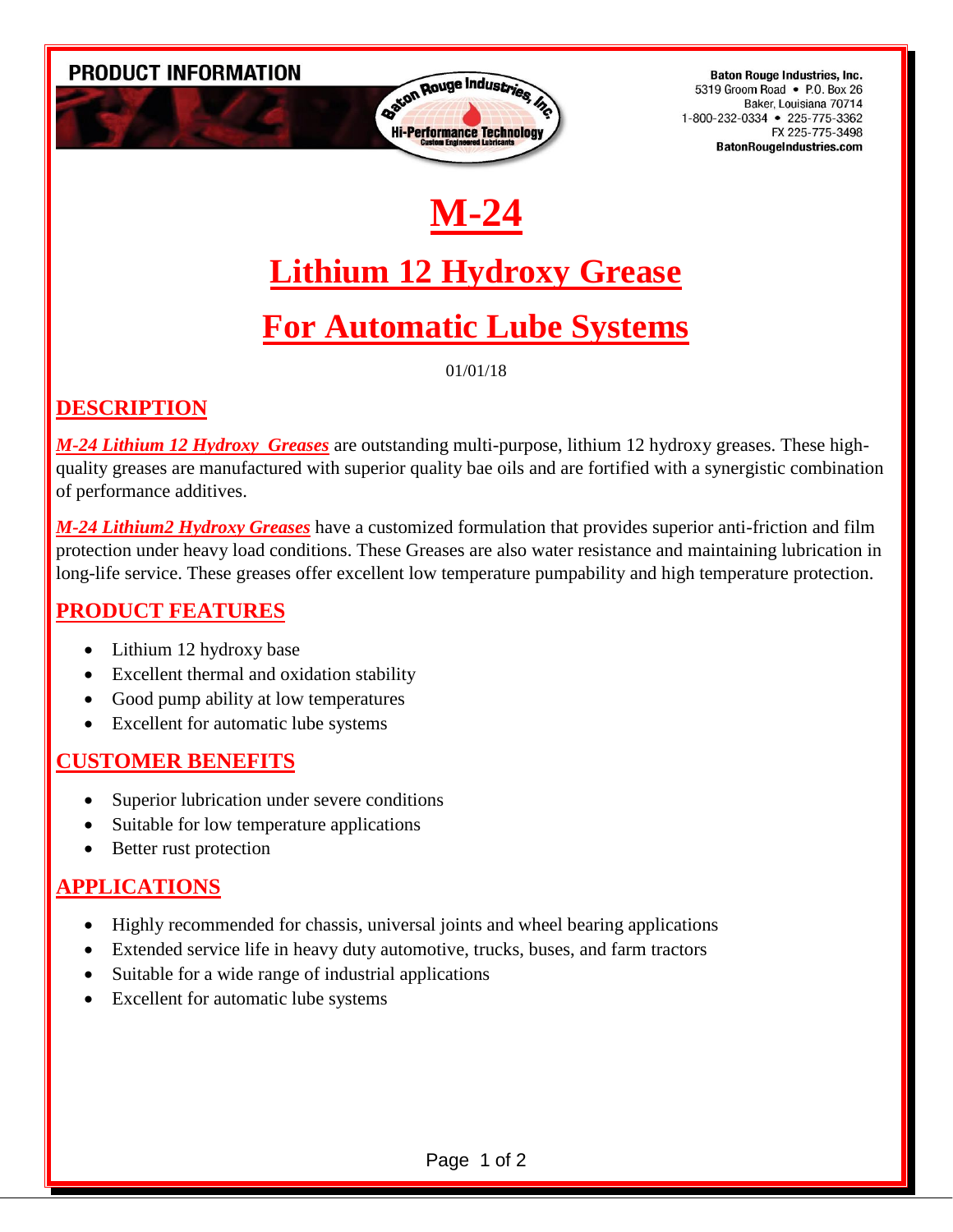PRODUCT INFORMATION

Baton Rouge Industries, Inc.
5319 Groom Road • P.O. Box 26
Baker, Louisiana 70714
1-800-232-0334 • 225-775-3362
FX 225-775-3498
BatonRougeIndustries.com

# M-24

# Lithium 12 Hydroxy Grease

# For Automatic Lube Systems

01/01/18

## DESCRIPTION

***M-24 Lithium 12 Hydroxy  Greases*** are outstanding multi-purpose, lithium 12 hydroxy greases. These high-quality greases are manufactured with superior quality bae oils and are fortified with a synergistic combination of performance additives.

***M-24 Lithium2 Hydroxy Greases*** have a customized formulation that provides superior anti-friction and film protection under heavy load conditions. These Greases are also water resistance and maintaining lubrication in long-life service. These greases offer excellent low temperature pumpability and high temperature protection.

## PRODUCT FEATURES

- Lithium 12 hydroxy base
- Excellent thermal and oxidation stability
- Good pump ability at low temperatures
- Excellent for automatic lube systems

## CUSTOMER BENEFITS

- Superior lubrication under severe conditions
- Suitable for low temperature applications
- Better rust protection

## APPLICATIONS

- Highly recommended for chassis, universal joints and wheel bearing applications
- Extended service life in heavy duty automotive, trucks, buses, and farm tractors
- Suitable for a wide range of industrial applications
- Excellent for automatic lube systems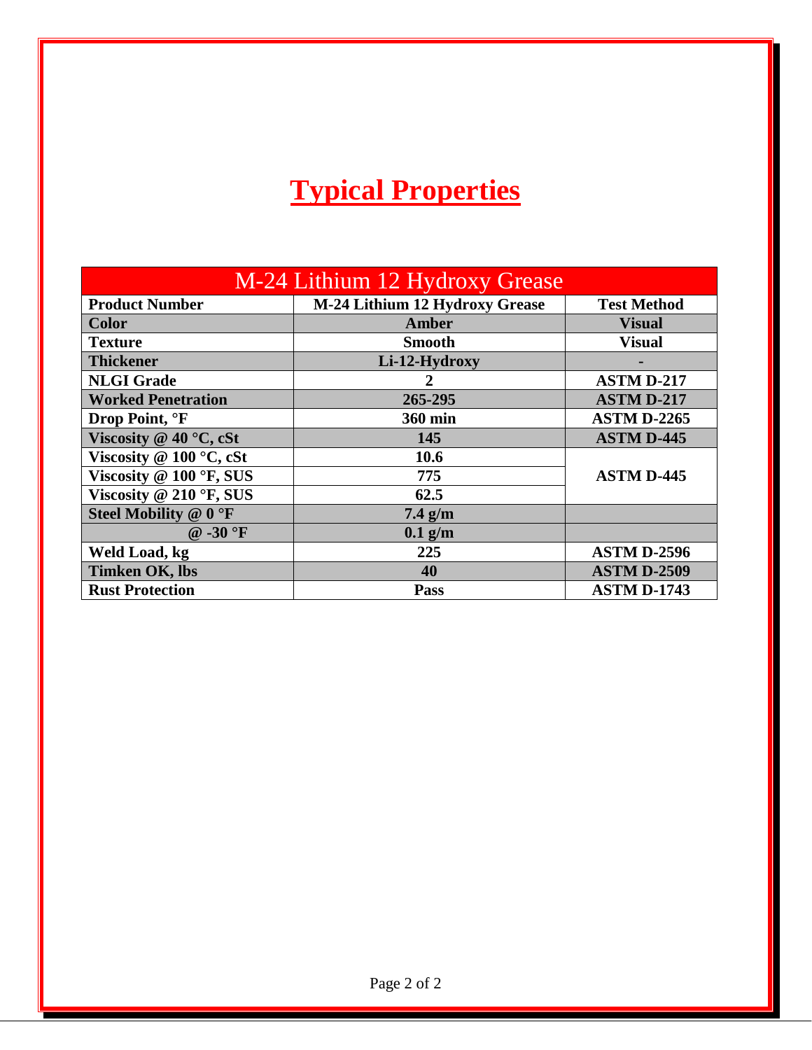# Typical Properties

| M-24 Lithium 12 Hydroxy Grease | | |
|---|---|---|
| **Product Number** | **M-24 Lithium 12 Hydroxy Grease** | **Test Method** |
| **Color** | **Amber** | **Visual** |
| **Texture** | **Smooth** | **Visual** |
| **Thickener** | **Li-12-Hydroxy** | **-** |
| **NLGI Grade** | **2** | **ASTM D-217** |
| **Worked Penetration** | **265-295** | **ASTM D-217** |
| **Drop Point, °F** | **360 min** | **ASTM D-2265** |
| **Viscosity @ 40 °C, cSt** | **145** | **ASTM D-445** |
| **Viscosity @ 100 °C, cSt** | **10.6** | **ASTM D-445** |
| **Viscosity @ 100 °F, SUS** | **775** | |
| **Viscosity @ 210 °F, SUS** | **62.5** | |
| **Steel Mobility @ 0 °F** | **7.4 g/m** | |
| **@ -30 °F** | **0.1 g/m** | |
| **Weld Load, kg** | **225** | **ASTM D-2596** |
| **Timken OK, lbs** | **40** | **ASTM D-2509** |
| **Rust Protection** | **Pass** | **ASTM D-1743** |